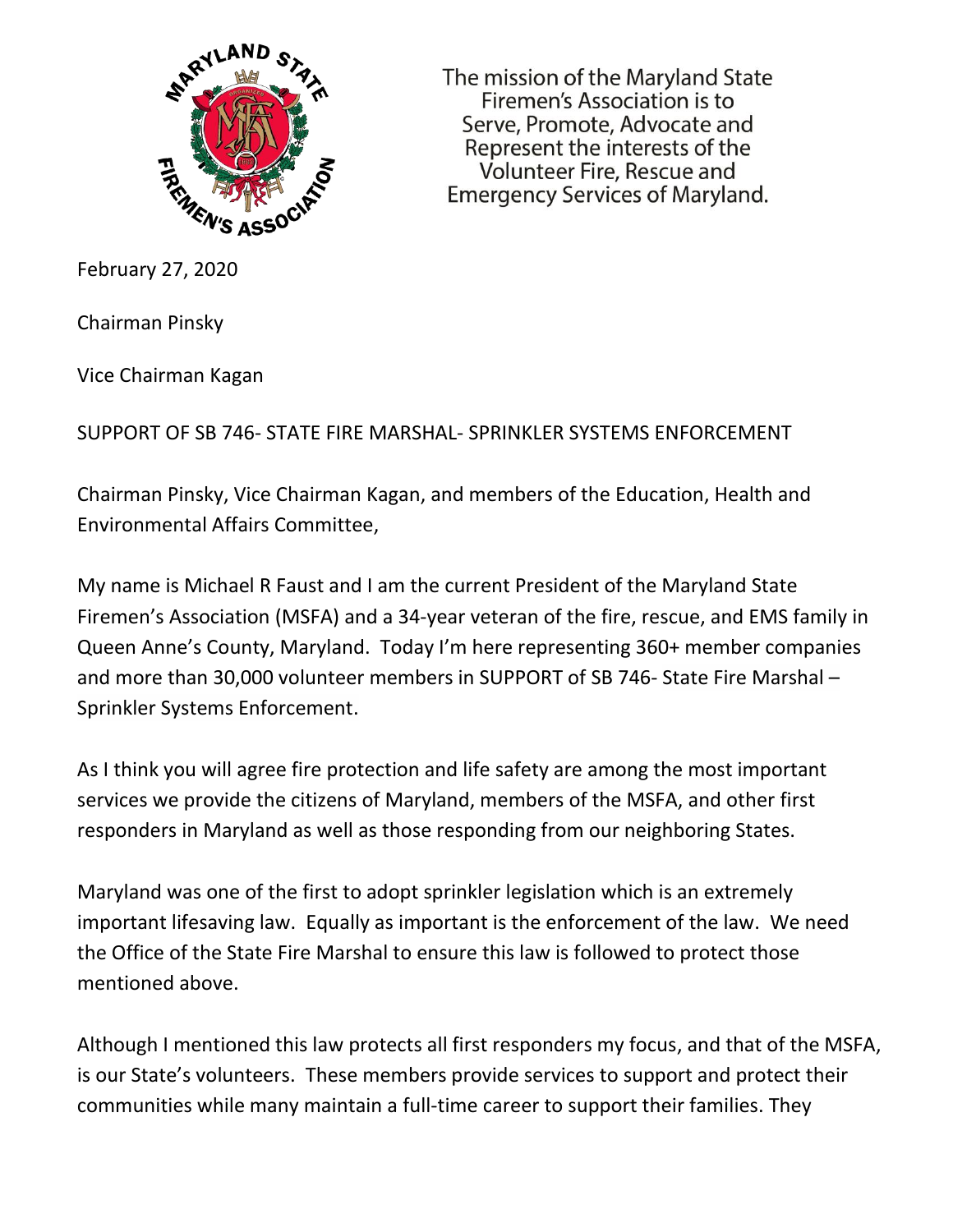The mission of the Maryland State Firemen's Association is to Serve, Promote, Advocate and Represent the interests of the Volunteer Fire, Rescue and Emergency Services of Maryland.

February 27, 2020

Chairman Pinsky

Vice Chairman Kagan

SUPPORT OF SB 746- STATE FIRE MARSHAL- SPRINKLER SYSTEMS ENFORCEMENT

Chairman Pinsky, Vice Chairman Kagan, and members of the Education, Health and Environmental Affairs Committee,

My name is Michael R Faust and I am the current President of the Maryland State Firemen's Association (MSFA) and a 34-year veteran of the fire, rescue, and EMS family in Queen Anne's County, Maryland. Today I'm here representing 360+ member companies and more than 30,000 volunteer members in SUPPORT of SB 746- State Fire Marshal – Sprinkler Systems Enforcement.

As I think you will agree fire protection and life safety are among the most important services we provide the citizens of Maryland, members of the MSFA, and other first responders in Maryland as well as those responding from our neighboring States.

Maryland was one of the first to adopt sprinkler legislation which is an extremely important lifesaving law. Equally as important is the enforcement of the law. We need the Office of the State Fire Marshal to ensure this law is followed to protect those mentioned above.

Although I mentioned this law protects all first responders my focus, and that of the MSFA, is our State's volunteers. These members provide services to support and protect their communities while many maintain a full-time career to support their families. They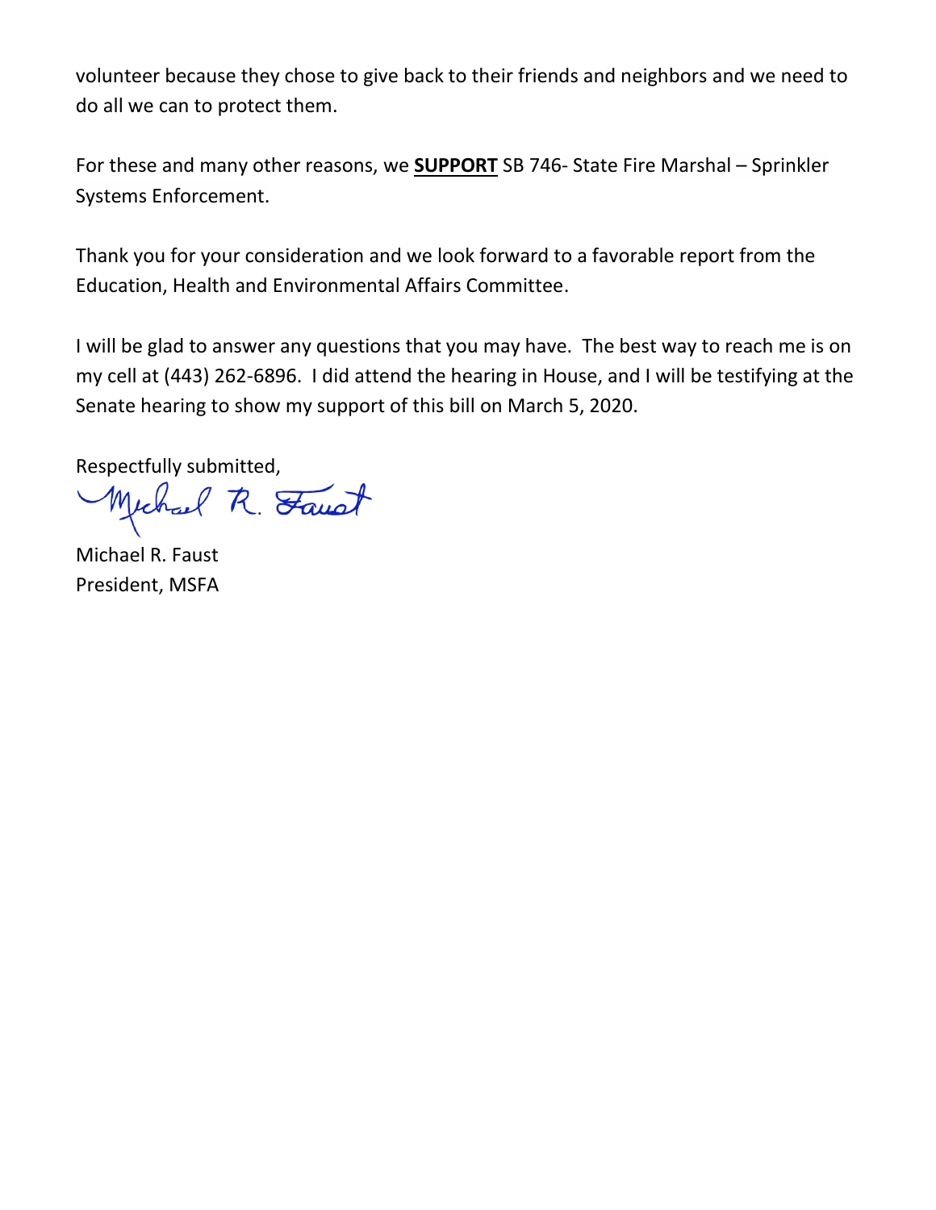volunteer because they chose to give back to their friends and neighbors and we need to do all we can to protect them.

For these and many other reasons, we **SUPPORT** SB 746- State Fire Marshal – Sprinkler Systems Enforcement.

Thank you for your consideration and we look forward to a favorable report from the Education, Health and Environmental Affairs Committee.

I will be glad to answer any questions that you may have. The best way to reach me is on my cell at (443) 262-6896. I did attend the hearing in House, and I will be testifying at the Senate hearing to show my support of this bill on March 5, 2020.

Respectfully submitted,

Michael R. Faust

Michael R. Faust
President, MSFA